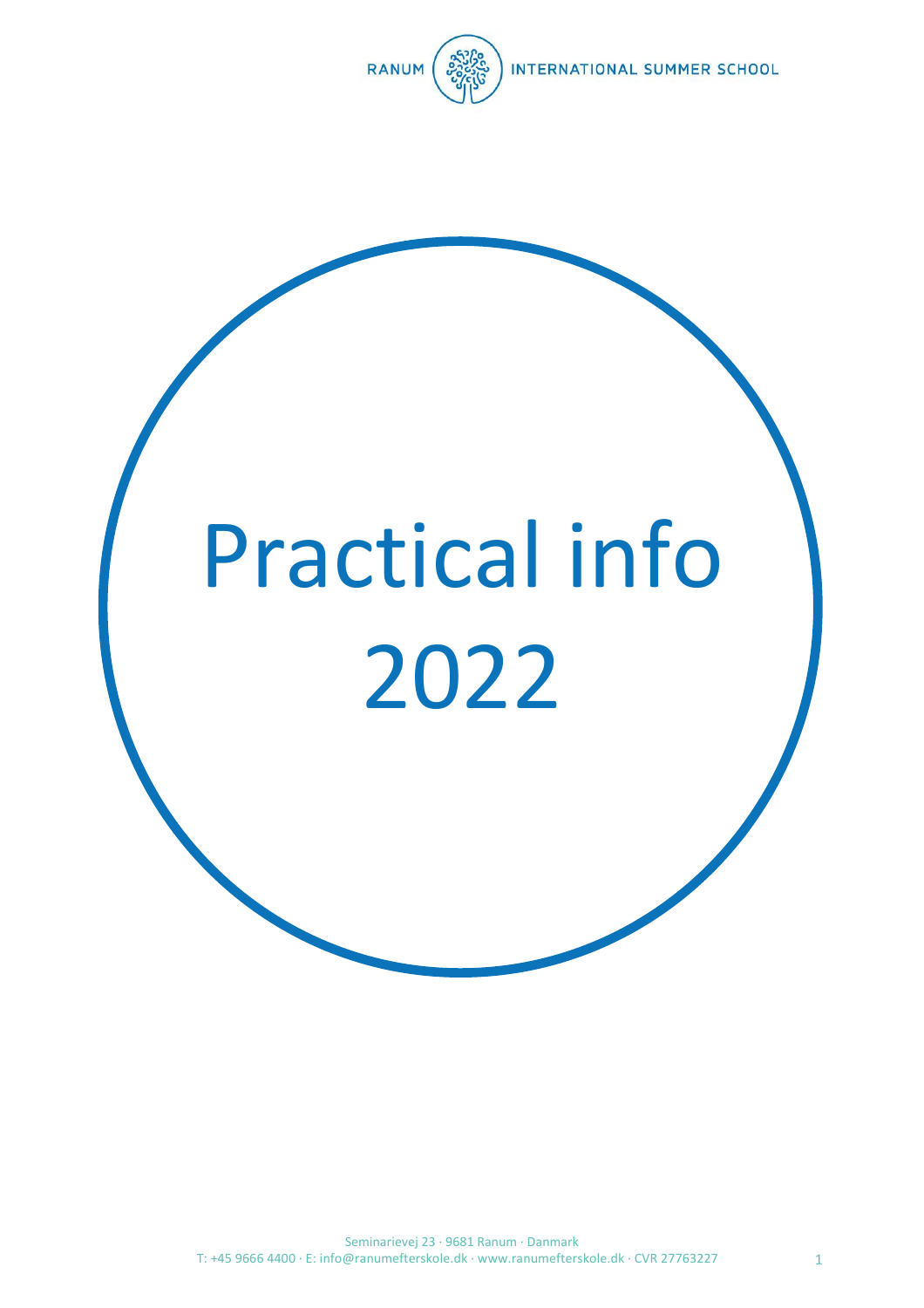# Practical info 2022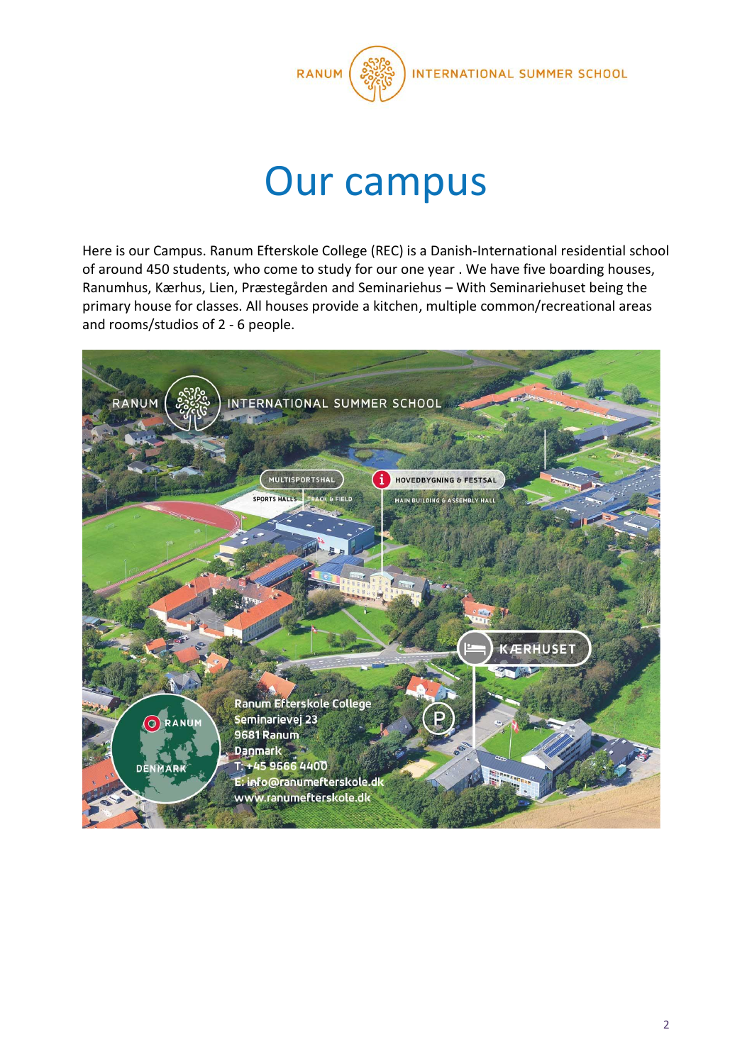# Our campus

Here is our Campus. Ranum Efterskole College (REC) is a Danish-International residential school of around 450 students, who come to study for our one year . We have five boarding houses, Ranumhus, Kærhus, Lien, Præstegården and Seminariehus – With Seminariehuset being the primary house for classes. All houses provide a kitchen, multiple common/recreational areas and rooms/studios of 2 - 6 people.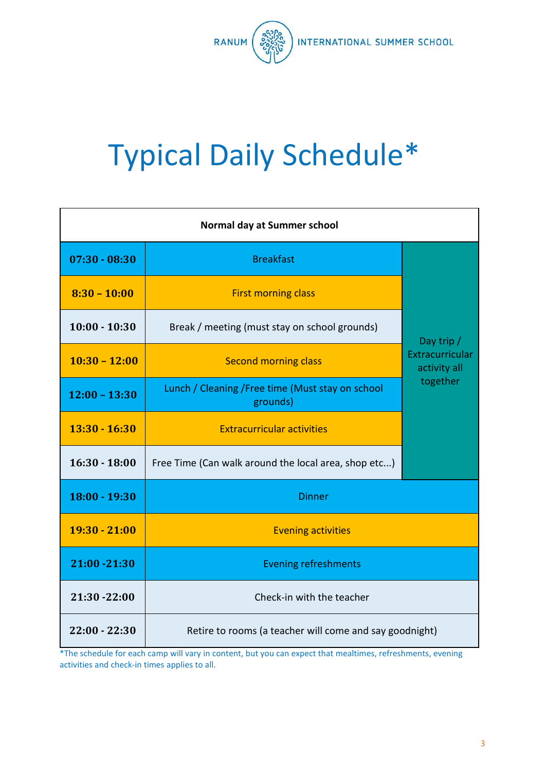# Typical Daily Schedule*

| Normal day at Summer school | | |
|---|---|---|
| 07:30 - 08:30 | Breakfast | Day trip / Extracurricular activity all together |
| 8:30 – 10:00 | First morning class | |
| 10:00 - 10:30 | Break / meeting (must stay on school grounds) | |
| 10:30 – 12:00 | Second morning class | |
| 12:00 – 13:30 | Lunch / Cleaning /Free time (Must stay on school grounds) | |
| 13:30 - 16:30 | Extracurricular activities | |
| 16:30 - 18:00 | Free Time (Can walk around the local area, shop etc...) | |
| 18:00 - 19:30 | Dinner | |
| 19:30 - 21:00 | Evening activities | |
| 21:00 -21:30 | Evening refreshments | |
| 21:30 -22:00 | Check-in with the teacher | |
| 22:00 - 22:30 | Retire to rooms (a teacher will come and say goodnight) | |

*The schedule for each camp will vary in content, but you can expect that mealtimes, refreshments, evening activities and check-in times applies to all.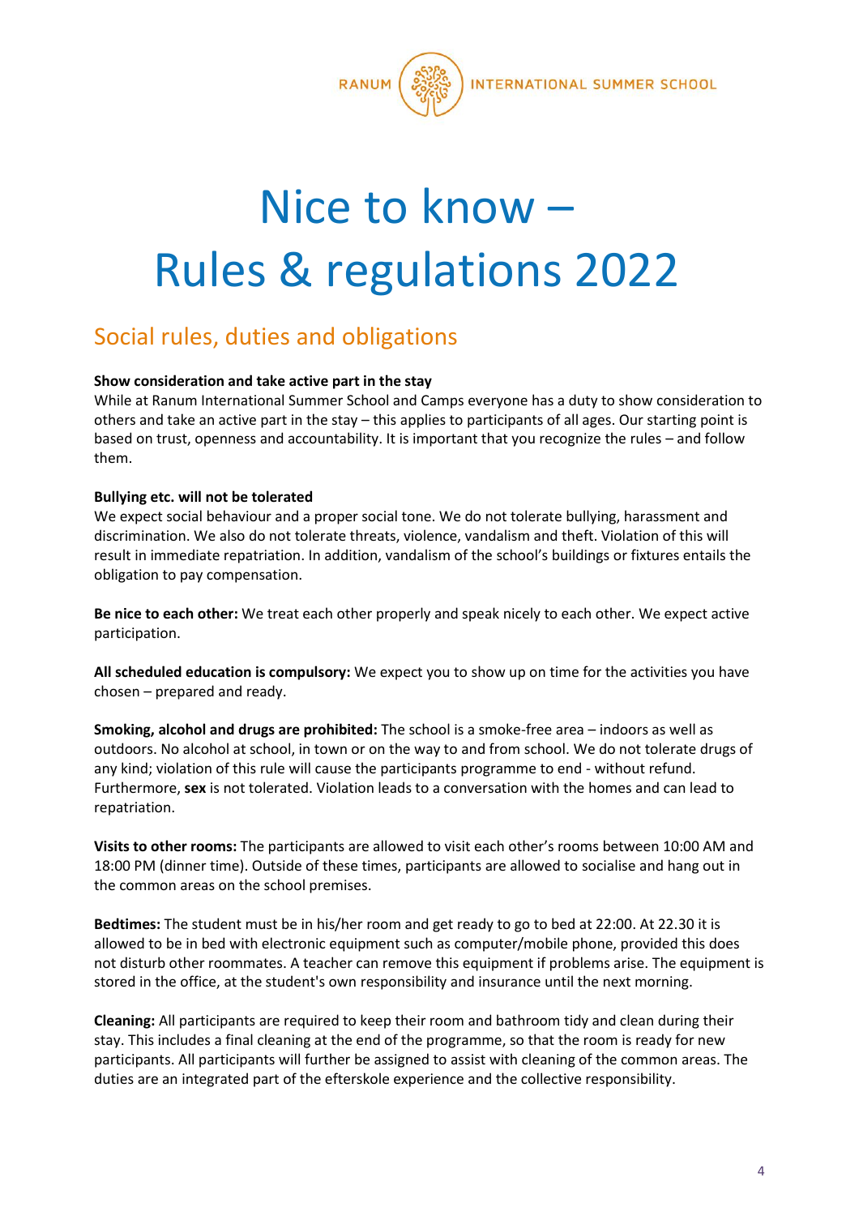# Nice to know – Rules & regulations 2022

## Social rules, duties and obligations

**Show consideration and take active part in the stay**
While at Ranum International Summer School and Camps everyone has a duty to show consideration to others and take an active part in the stay – this applies to participants of all ages. Our starting point is based on trust, openness and accountability. It is important that you recognize the rules – and follow them.

**Bullying etc. will not be tolerated**
We expect social behaviour and a proper social tone. We do not tolerate bullying, harassment and discrimination. We also do not tolerate threats, violence, vandalism and theft. Violation of this will result in immediate repatriation. In addition, vandalism of the school's buildings or fixtures entails the obligation to pay compensation.

**Be nice to each other:** We treat each other properly and speak nicely to each other. We expect active participation.

**All scheduled education is compulsory:** We expect you to show up on time for the activities you have chosen – prepared and ready.

**Smoking, alcohol and drugs are prohibited:** The school is a smoke-free area – indoors as well as outdoors. No alcohol at school, in town or on the way to and from school. We do not tolerate drugs of any kind; violation of this rule will cause the participants programme to end - without refund. Furthermore, **sex** is not tolerated. Violation leads to a conversation with the homes and can lead to repatriation.

**Visits to other rooms:** The participants are allowed to visit each other's rooms between 10:00 AM and 18:00 PM (dinner time). Outside of these times, participants are allowed to socialise and hang out in the common areas on the school premises.

**Bedtimes:** The student must be in his/her room and get ready to go to bed at 22:00. At 22.30 it is allowed to be in bed with electronic equipment such as computer/mobile phone, provided this does not disturb other roommates. A teacher can remove this equipment if problems arise. The equipment is stored in the office, at the student's own responsibility and insurance until the next morning.

**Cleaning:** All participants are required to keep their room and bathroom tidy and clean during their stay. This includes a final cleaning at the end of the programme, so that the room is ready for new participants. All participants will further be assigned to assist with cleaning of the common areas. The duties are an integrated part of the efterskole experience and the collective responsibility.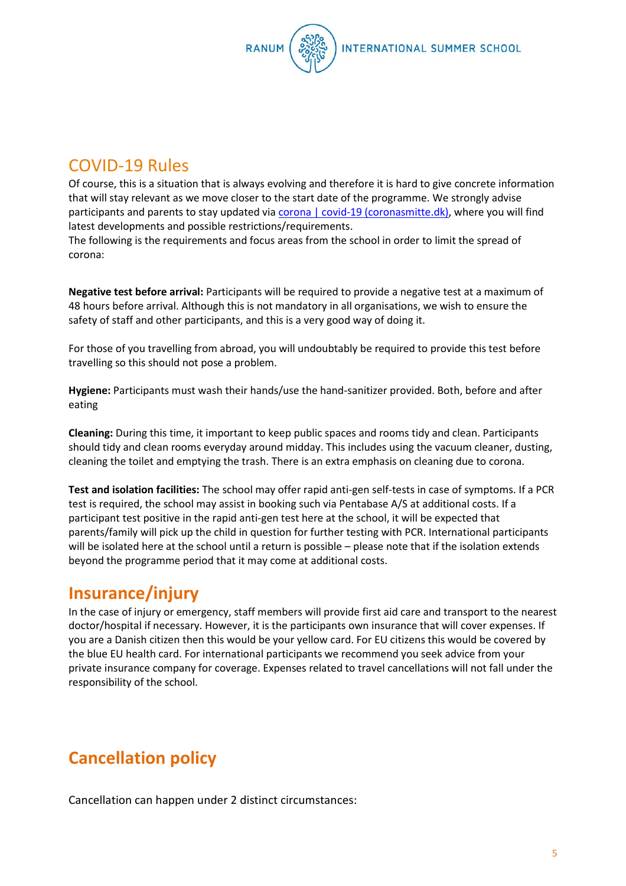## COVID-19 Rules

Of course, this is a situation that is always evolving and therefore it is hard to give concrete information that will stay relevant as we move closer to the start date of the programme. We strongly advise participants and parents to stay updated via [corona | covid-19 (coronasmitte.dk)](), where you will find latest developments and possible restrictions/requirements.
The following is the requirements and focus areas from the school in order to limit the spread of corona:

**Negative test before arrival:** Participants will be required to provide a negative test at a maximum of 48 hours before arrival. Although this is not mandatory in all organisations, we wish to ensure the safety of staff and other participants, and this is a very good way of doing it.

For those of you travelling from abroad, you will undoubtably be required to provide this test before travelling so this should not pose a problem.

**Hygiene:** Participants must wash their hands/use the hand-sanitizer provided. Both, before and after eating

**Cleaning:** During this time, it important to keep public spaces and rooms tidy and clean. Participants should tidy and clean rooms everyday around midday. This includes using the vacuum cleaner, dusting, cleaning the toilet and emptying the trash. There is an extra emphasis on cleaning due to corona.

**Test and isolation facilities:** The school may offer rapid anti-gen self-tests in case of symptoms. If a PCR test is required, the school may assist in booking such via Pentabase A/S at additional costs. If a participant test positive in the rapid anti-gen test here at the school, it will be expected that parents/family will pick up the child in question for further testing with PCR. International participants will be isolated here at the school until a return is possible – please note that if the isolation extends beyond the programme period that it may come at additional costs.

## Insurance/injury

In the case of injury or emergency, staff members will provide first aid care and transport to the nearest doctor/hospital if necessary. However, it is the participants own insurance that will cover expenses. If you are a Danish citizen then this would be your yellow card. For EU citizens this would be covered by the blue EU health card. For international participants we recommend you seek advice from your private insurance company for coverage. Expenses related to travel cancellations will not fall under the responsibility of the school.

## Cancellation policy

Cancellation can happen under 2 distinct circumstances: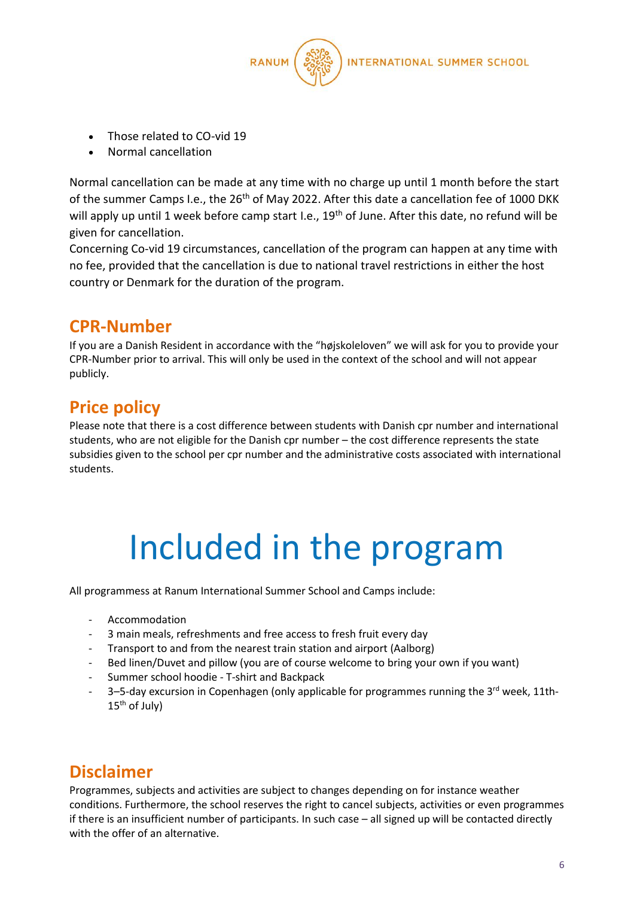- Those related to CO-vid 19
- Normal cancellation

Normal cancellation can be made at any time with no charge up until 1 month before the start of the summer Camps I.e., the 26th of May 2022. After this date a cancellation fee of 1000 DKK will apply up until 1 week before camp start I.e., 19th of June. After this date, no refund will be given for cancellation.
Concerning Co-vid 19 circumstances, cancellation of the program can happen at any time with no fee, provided that the cancellation is due to national travel restrictions in either the host country or Denmark for the duration of the program.

## CPR-Number

If you are a Danish Resident in accordance with the "højskoleloven" we will ask for you to provide your CPR-Number prior to arrival. This will only be used in the context of the school and will not appear publicly.

## Price policy

Please note that there is a cost difference between students with Danish cpr number and international students, who are not eligible for the Danish cpr number – the cost difference represents the state subsidies given to the school per cpr number and the administrative costs associated with international students.

# Included in the program

All programmess at Ranum International Summer School and Camps include:

- Accommodation
- 3 main meals, refreshments and free access to fresh fruit every day
- Transport to and from the nearest train station and airport (Aalborg)
- Bed linen/Duvet and pillow (you are of course welcome to bring your own if you want)
- Summer school hoodie - T-shirt and Backpack
- 3–5-day excursion in Copenhagen (only applicable for programmes running the 3rd week, 11th-15th of July)

## Disclaimer

Programmes, subjects and activities are subject to changes depending on for instance weather conditions. Furthermore, the school reserves the right to cancel subjects, activities or even programmes if there is an insufficient number of participants. In such case – all signed up will be contacted directly with the offer of an alternative.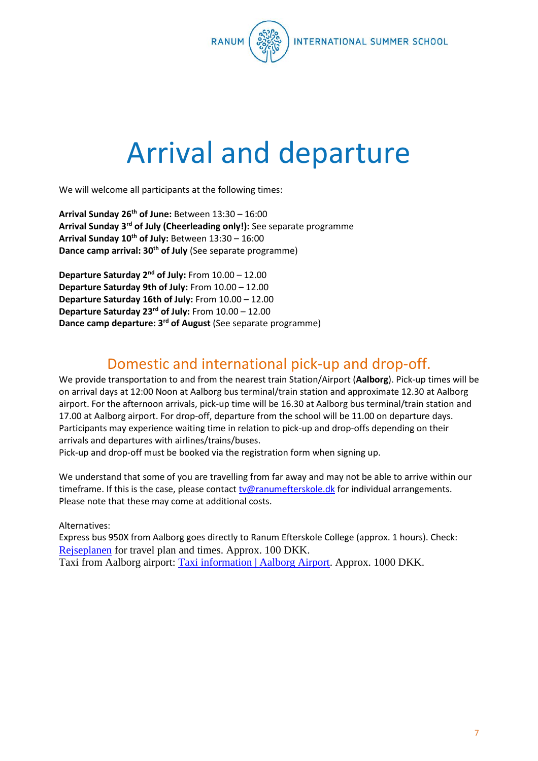# Arrival and departure

We will welcome all participants at the following times:

**Arrival Sunday 26th of June:** Between 13:30 – 16:00
**Arrival Sunday 3rd of July (Cheerleading only!):** See separate programme
**Arrival Sunday 10th of July:** Between 13:30 – 16:00
**Dance camp arrival: 30th of July** (See separate programme)

**Departure Saturday 2nd of July:** From 10.00 – 12.00
**Departure Saturday 9th of July:** From 10.00 – 12.00
**Departure Saturday 16th of July:** From 10.00 – 12.00
**Departure Saturday 23rd of July:** From 10.00 – 12.00
**Dance camp departure: 3rd of August** (See separate programme)

## Domestic and international pick-up and drop-off.

We provide transportation to and from the nearest train Station/Airport (**Aalborg**). Pick-up times will be on arrival days at 12:00 Noon at Aalborg bus terminal/train station and approximate 12.30 at Aalborg airport. For the afternoon arrivals, pick-up time will be 16.30 at Aalborg bus terminal/train station and 17.00 at Aalborg airport. For drop-off, departure from the school will be 11.00 on departure days. Participants may experience waiting time in relation to pick-up and drop-offs depending on their arrivals and departures with airlines/trains/buses.
Pick-up and drop-off must be booked via the registration form when signing up.

We understand that some of you are travelling from far away and may not be able to arrive within our timeframe. If this is the case, please contact tv@ranumefterskole.dk for individual arrangements. Please note that these may come at additional costs.

Alternatives:
Express bus 950X from Aalborg goes directly to Ranum Efterskole College (approx. 1 hours). Check: Rejseplanen for travel plan and times. Approx. 100 DKK.
Taxi from Aalborg airport: Taxi information | Aalborg Airport. Approx. 1000 DKK.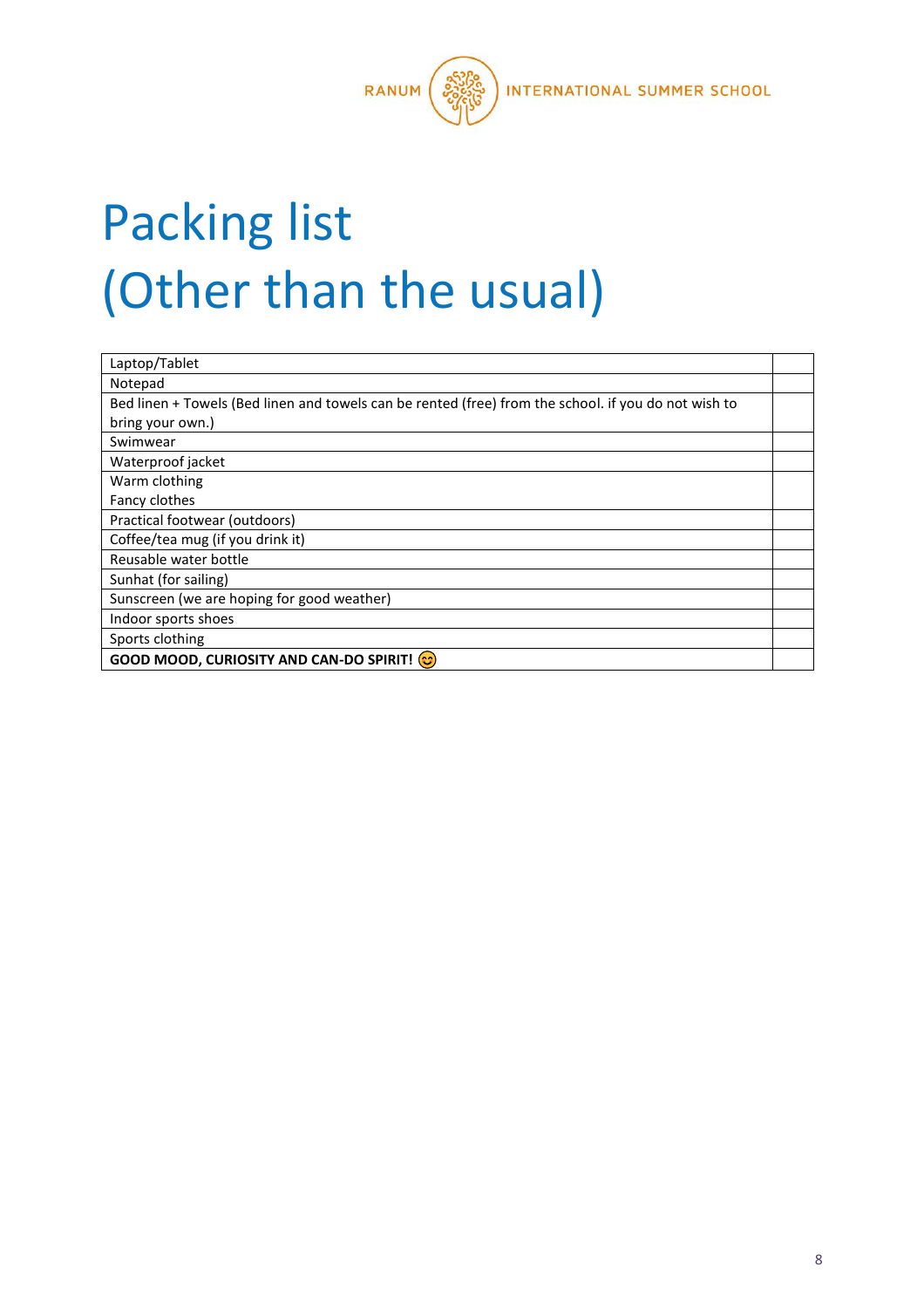# Packing list (Other than the usual)

| | |
|---|---|
| Laptop/Tablet | |
| Notepad | |
| Bed linen + Towels (Bed linen and towels can be rented (free) from the school. if you do not wish to bring your own.) | |
| Swimwear | |
| Waterproof jacket | |
| Warm clothing<br>Fancy clothes | |
| Practical footwear (outdoors) | |
| Coffee/tea mug (if you drink it) | |
| Reusable water bottle | |
| Sunhat (for sailing) | |
| Sunscreen (we are hoping for good weather) | |
| Indoor sports shoes | |
| Sports clothing | |
| **GOOD MOOD, CURIOSITY AND CAN-DO SPIRIT!** 😊 | |